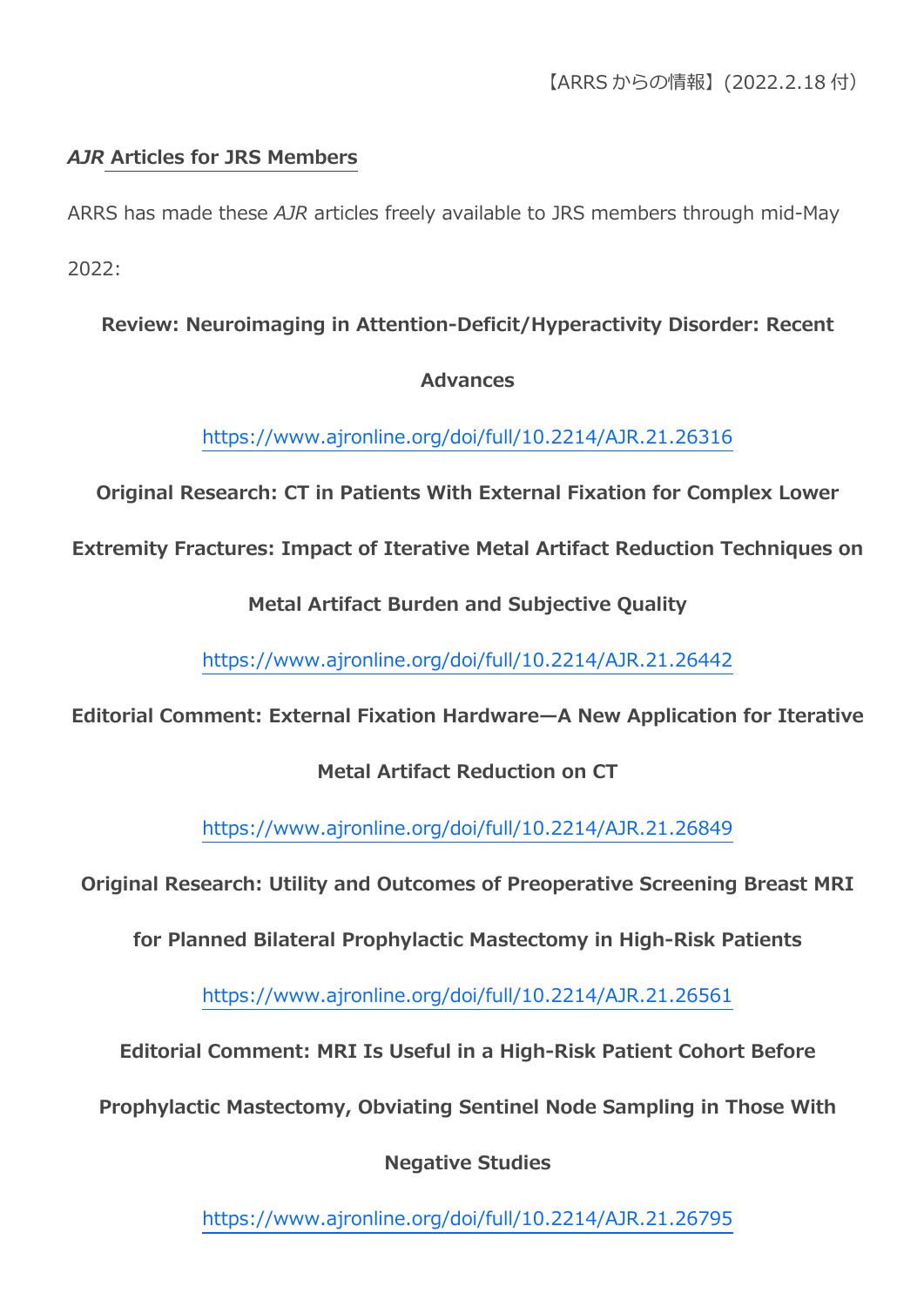【ARRS からの情報】(2022.2.18 付)

## *AJR* Articles for JRS Members

ARRS has made these *AJR* articles freely available to JRS members through mid-May 2022:

**Review: Neuroimaging in Attention-Deficit/Hyperactivity Disorder: Recent Advances**

https://www.ajronline.org/doi/full/10.2214/AJR.21.26316

**Original Research: CT in Patients With External Fixation for Complex Lower Extremity Fractures: Impact of Iterative Metal Artifact Reduction Techniques on Metal Artifact Burden and Subjective Quality**

https://www.ajronline.org/doi/full/10.2214/AJR.21.26442

**Editorial Comment: External Fixation Hardware—A New Application for Iterative Metal Artifact Reduction on CT**

https://www.ajronline.org/doi/full/10.2214/AJR.21.26849

**Original Research: Utility and Outcomes of Preoperative Screening Breast MRI for Planned Bilateral Prophylactic Mastectomy in High-Risk Patients**

https://www.ajronline.org/doi/full/10.2214/AJR.21.26561

**Editorial Comment: MRI Is Useful in a High-Risk Patient Cohort Before Prophylactic Mastectomy, Obviating Sentinel Node Sampling in Those With Negative Studies**

https://www.ajronline.org/doi/full/10.2214/AJR.21.26795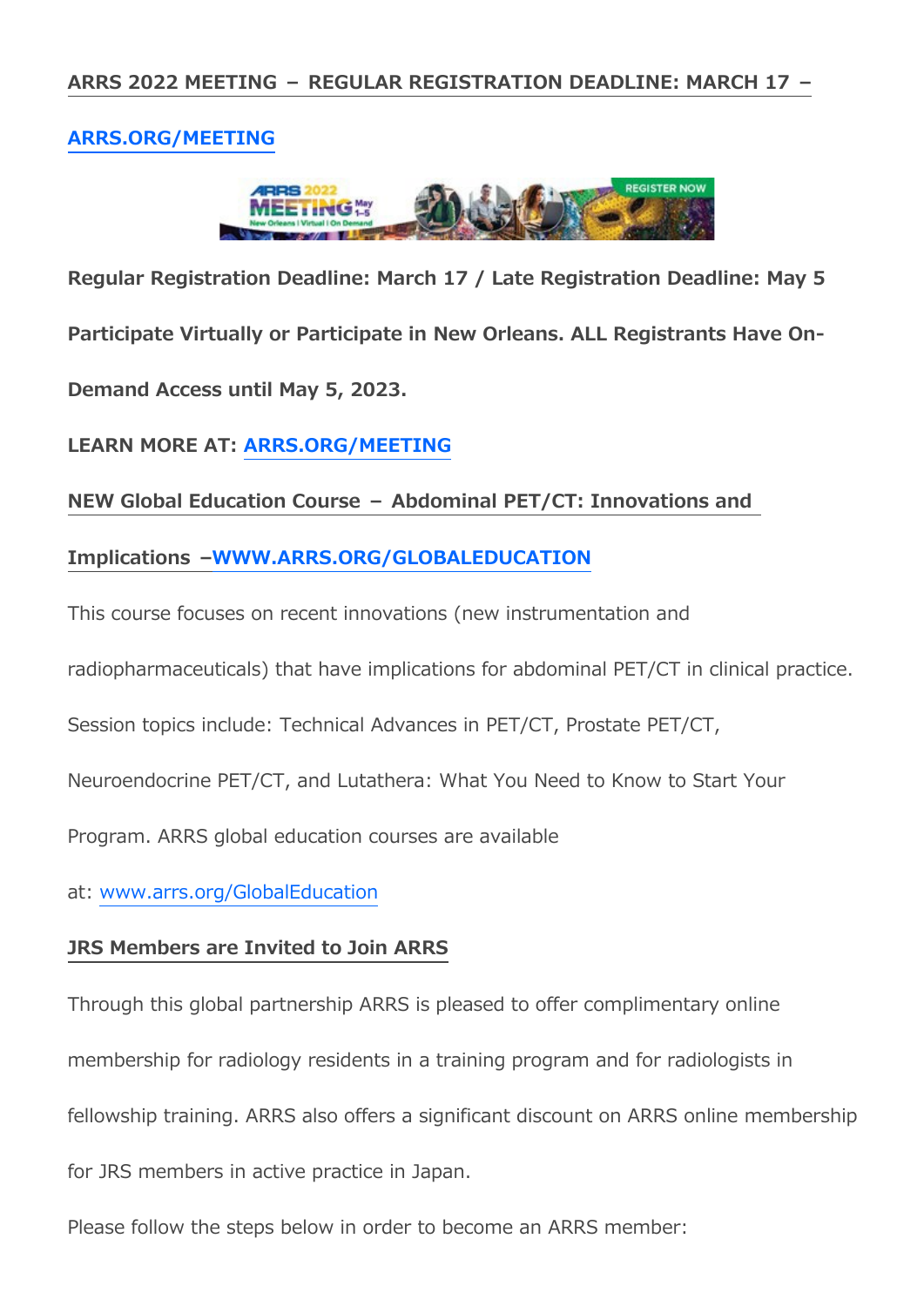**ARRS 2022 MEETING – REGULAR REGISTRATION DEADLINE: MARCH 17 –**

**ARRS.ORG/MEETING**

**Regular Registration Deadline: March 17 / Late Registration Deadline: May 5**

**Participate Virtually or Participate in New Orleans. ALL Registrants Have On-Demand Access until May 5, 2023.**

**LEARN MORE AT: ARRS.ORG/MEETING**

**NEW Global Education Course – Abdominal PET/CT: Innovations and Implications –WWW.ARRS.ORG/GLOBALEDUCATION**

This course focuses on recent innovations (new instrumentation and radiopharmaceuticals) that have implications for abdominal PET/CT in clinical practice. Session topics include: Technical Advances in PET/CT, Prostate PET/CT, Neuroendocrine PET/CT, and Lutathera: What You Need to Know to Start Your Program. ARRS global education courses are available at: www.arrs.org/GlobalEducation

**JRS Members are Invited to Join ARRS**

Through this global partnership ARRS is pleased to offer complimentary online membership for radiology residents in a training program and for radiologists in fellowship training. ARRS also offers a significant discount on ARRS online membership for JRS members in active practice in Japan.

Please follow the steps below in order to become an ARRS member: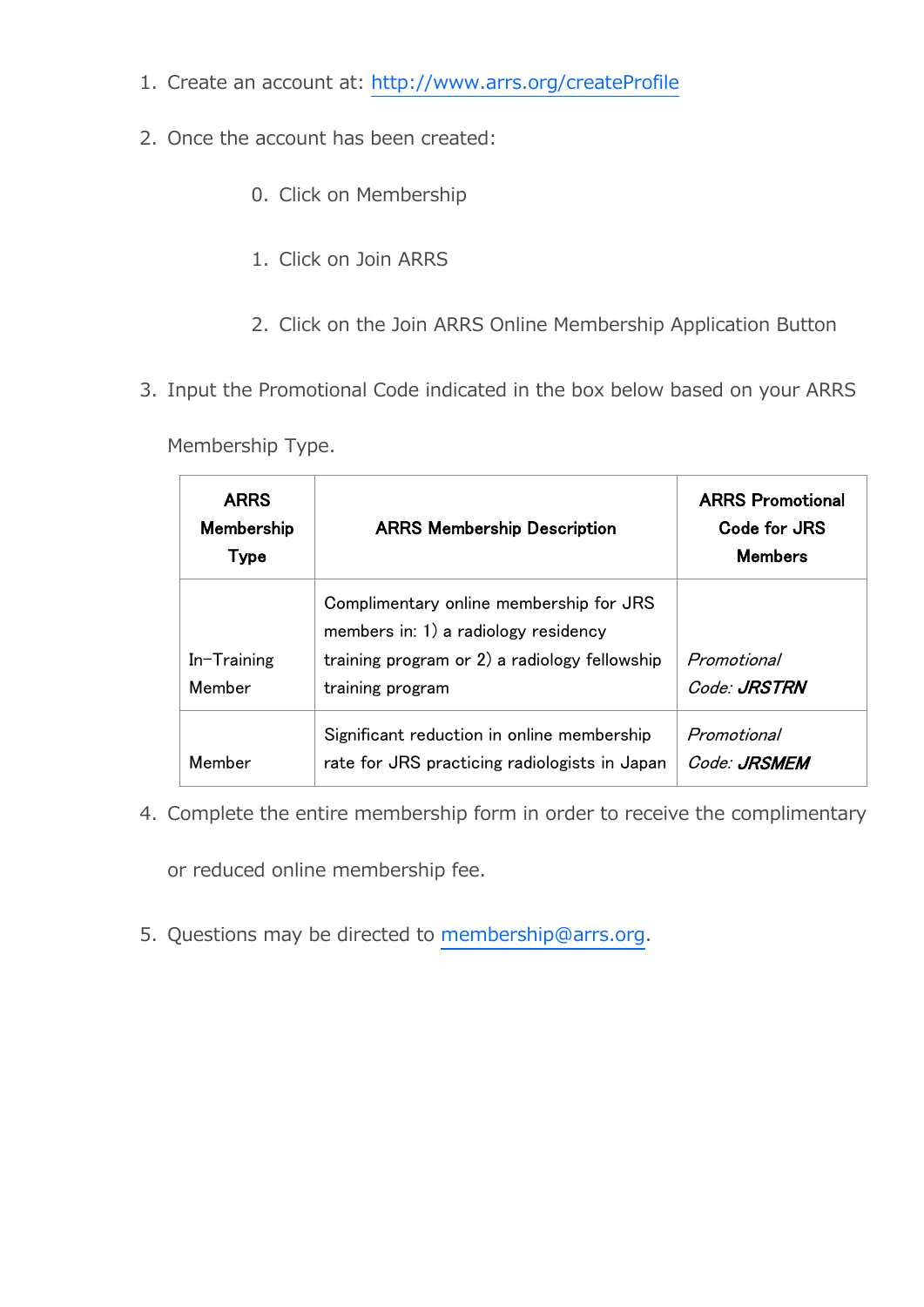1. Create an account at: http://www.arrs.org/createProfile

2. Once the account has been created:

    0. Click on Membership

    1. Click on Join ARRS

    2. Click on the Join ARRS Online Membership Application Button

3. Input the Promotional Code indicated in the box below based on your ARRS Membership Type.

| **ARRS Membership Type** | **ARRS Membership Description** | **ARRS Promotional Code for JRS Members** |
|---|---|---|
| In-Training Member | Complimentary online membership for JRS members in: 1) a radiology residency training program or 2) a radiology fellowship training program | *Promotional Code:* ***JRSTRN*** |
| Member | Significant reduction in online membership rate for JRS practicing radiologists in Japan | *Promotional Code:* ***JRSMEM*** |

4. Complete the entire membership form in order to receive the complimentary or reduced online membership fee.

5. Questions may be directed to membership@arrs.org.